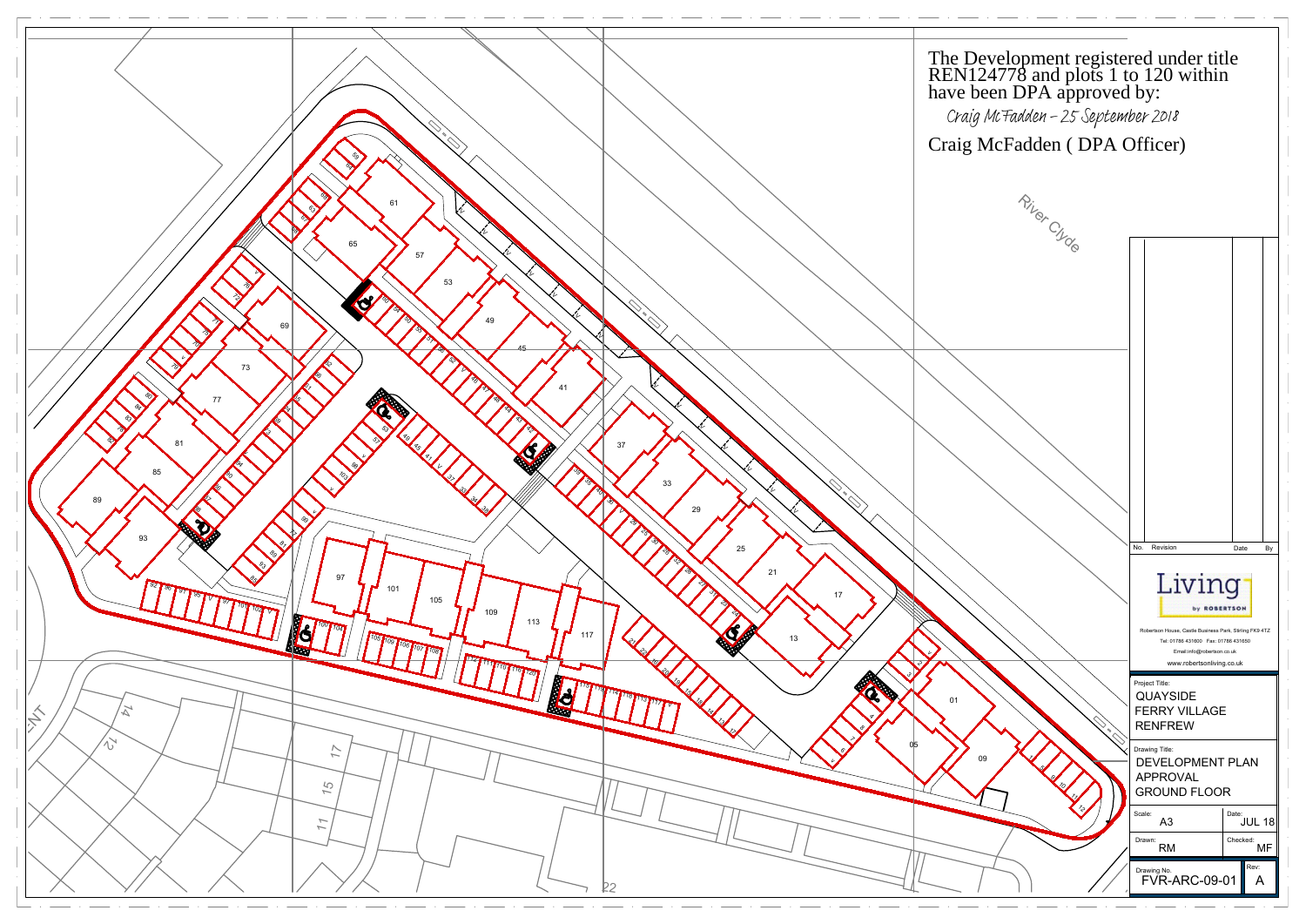The Development registered under title REN124778 and plots 1 to 120 within have been DPA approved by:

*Craig McFadden - 25 September 2018*

Craig McFadden ( DPA Officer)

River Clyde

| No. | Revision | Date | By |
|---|---|---|---|

**Living** by ROBERTSON

Robertson House, Castle Business Park, Stirling FK9 4TZ
Tel: 01786 431600 Fax: 01786 431650
Email:info@robertson.co.uk
www.robertsonliving.co.uk

Project Title:
QUAYSIDE
FERRY VILLAGE
RENFREW

Drawing Title:
DEVELOPMENT PLAN
APPROVAL
GROUND FLOOR

| Scale: A3 | Date: JUL 18 |
|---|---|
| Drawn: RM | Checked: MF |
| Drawing No. FVR-ARC-09-01 | Rev: A |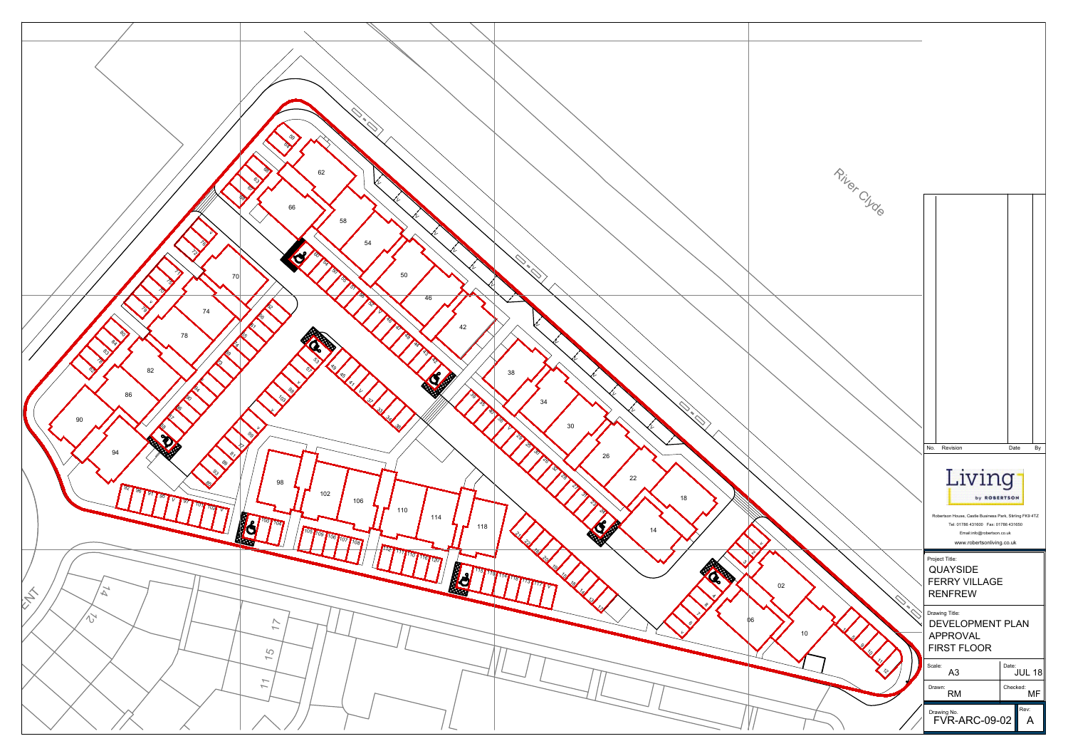River Clyde

| No. | Revision | Date | By |
|---|---|---|---|

**Living** by ROBERTSON

Robertson House, Castle Business Park, Stirling FK9 4TZ
Tel: 01786 431600 Fax: 01786 431650
Email:info@robertson.co.uk
www.robertsonliving.co.uk

Project Title:
QUAYSIDE
FERRY VILLAGE
RENFREW

Drawing Title:
DEVELOPMENT PLAN
APPROVAL
FIRST FLOOR

| Scale: A3 | Date: JUL 18 |
|---|---|
| Drawn: RM | Checked: MF |
| Drawing No. FVR-ARC-09-02 | Rev: A |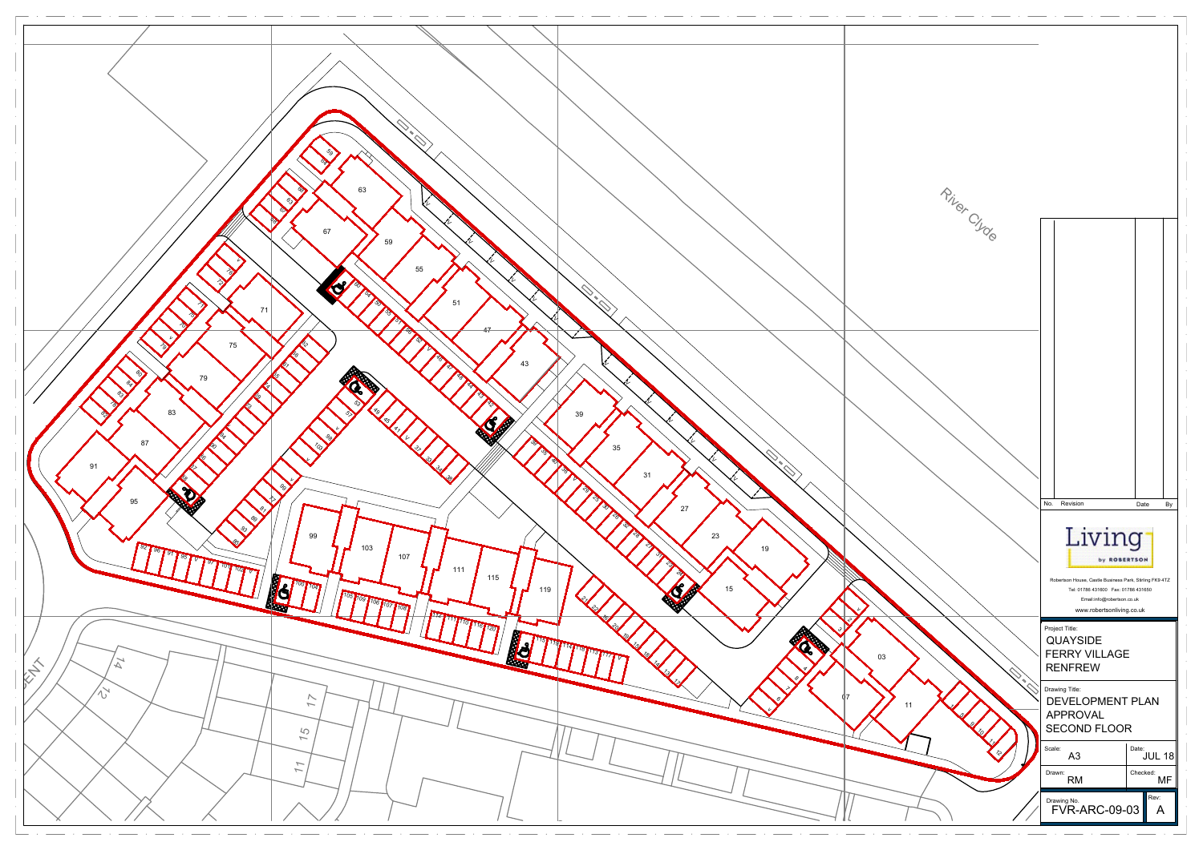River Clyde

| No. | Revision | Date | By |
|---|---|---|---|

**Living** by ROBERTSON

Robertson House, Castle Business Park, Stirling FK9 4TZ
Tel: 01786 431600 Fax: 01786 431650
Email:info@robertson.co.uk
www.robertsonliving.co.uk

Project Title:
QUAYSIDE
FERRY VILLAGE
RENFREW

Drawing Title:
DEVELOPMENT PLAN
APPROVAL
SECOND FLOOR

| Scale: A3 | Date: JUL 18 |
|---|---|
| Drawn: RM | Checked: MF |
| Drawing No. FVR-ARC-09-03 | Rev: A |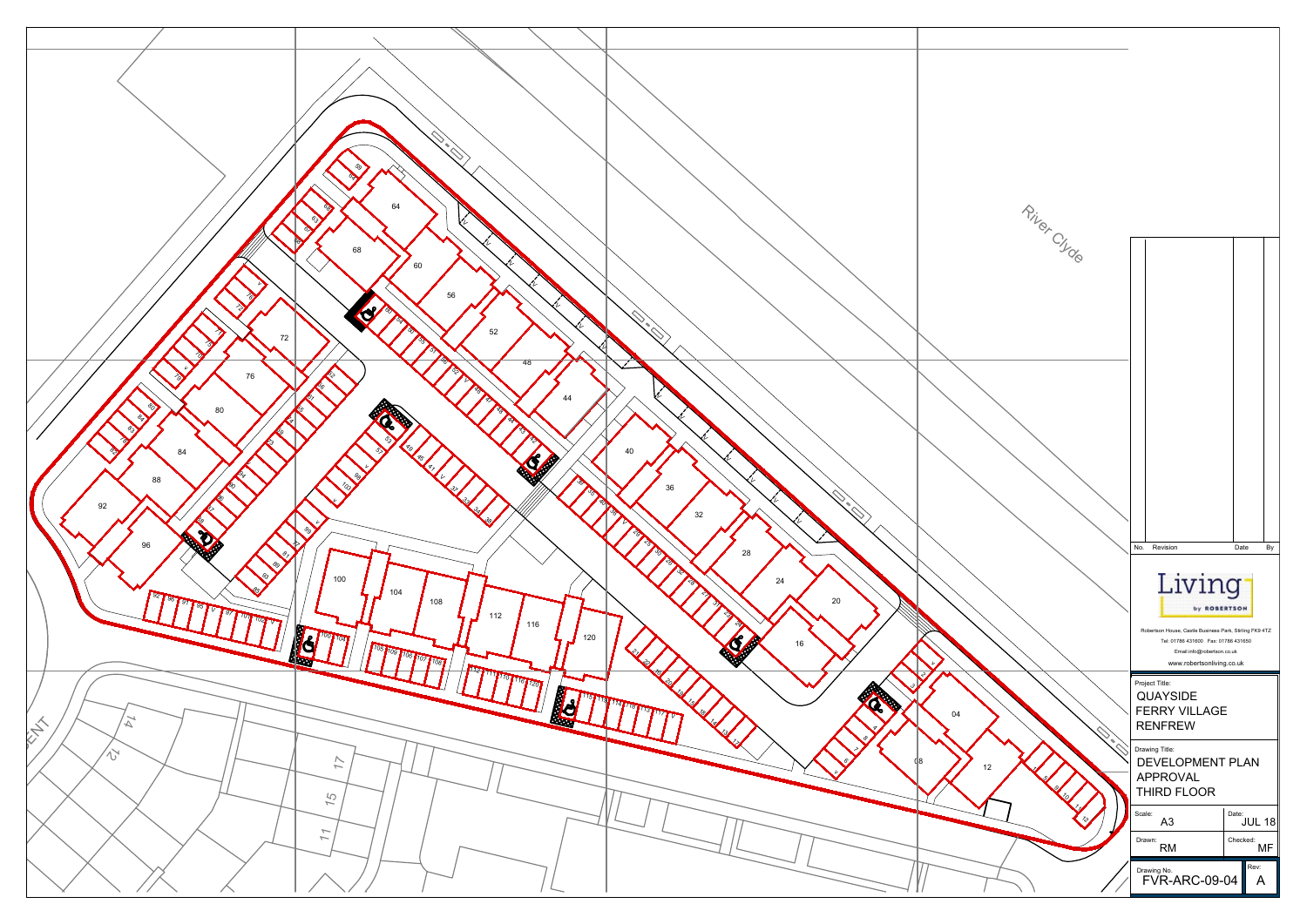River Clyde

| No. | Revision | Date | By |
| --- | --- | --- | --- |

Living by ROBERTSON

Robertson House, Castle Business Park, Stirling FK9 4TZ
Tel: 01786 431600 Fax: 01786 431650
Email:info@robertson.co.uk
www.robertsonliving.co.uk

Project Title:
QUAYSIDE
FERRY VILLAGE
RENFREW

Drawing Title:
DEVELOPMENT PLAN
APPROVAL
THIRD FLOOR

| | |
| --- | --- |
| Scale: A3 | Date: JUL 18 |
| Drawn: RM | Checked: MF |
| Drawing No. FVR-ARC-09-04 | Rev: A |